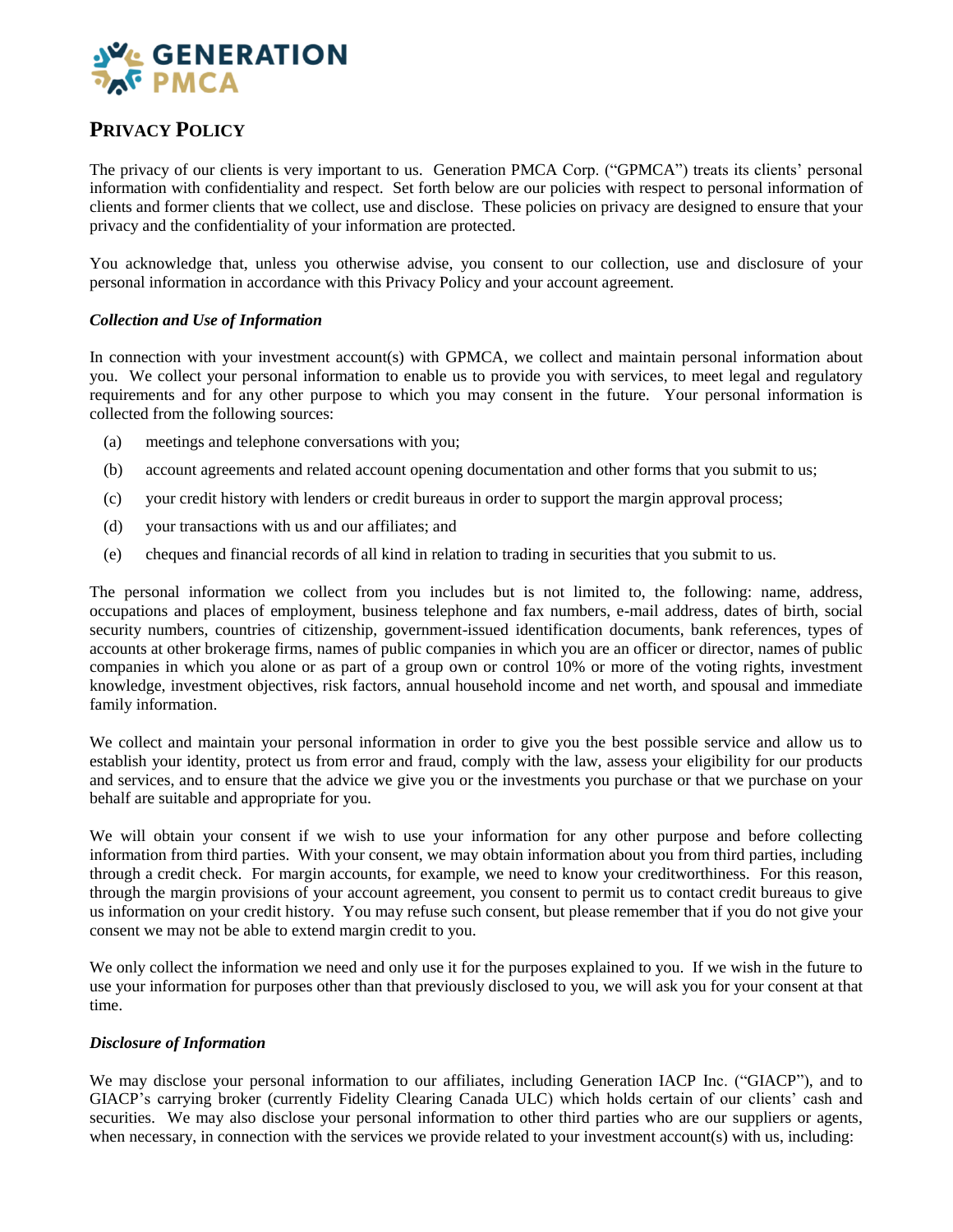**GENERATION PMCA**

# Privacy Policy

The privacy of our clients is very important to us. Generation PMCA Corp. ("GPMCA") treats its clients' personal information with confidentiality and respect. Set forth below are our policies with respect to personal information of clients and former clients that we collect, use and disclose. These policies on privacy are designed to ensure that your privacy and the confidentiality of your information are protected.

You acknowledge that, unless you otherwise advise, you consent to our collection, use and disclosure of your personal information in accordance with this Privacy Policy and your account agreement.

### *Collection and Use of Information*

In connection with your investment account(s) with GPMCA, we collect and maintain personal information about you. We collect your personal information to enable us to provide you with services, to meet legal and regulatory requirements and for any other purpose to which you may consent in the future. Your personal information is collected from the following sources:

(a) meetings and telephone conversations with you;

(b) account agreements and related account opening documentation and other forms that you submit to us;

(c) your credit history with lenders or credit bureaus in order to support the margin approval process;

(d) your transactions with us and our affiliates; and

(e) cheques and financial records of all kind in relation to trading in securities that you submit to us.

The personal information we collect from you includes but is not limited to, the following: name, address, occupations and places of employment, business telephone and fax numbers, e-mail address, dates of birth, social security numbers, countries of citizenship, government-issued identification documents, bank references, types of accounts at other brokerage firms, names of public companies in which you are an officer or director, names of public companies in which you alone or as part of a group own or control 10% or more of the voting rights, investment knowledge, investment objectives, risk factors, annual household income and net worth, and spousal and immediate family information.

We collect and maintain your personal information in order to give you the best possible service and allow us to establish your identity, protect us from error and fraud, comply with the law, assess your eligibility for our products and services, and to ensure that the advice we give you or the investments you purchase or that we purchase on your behalf are suitable and appropriate for you.

We will obtain your consent if we wish to use your information for any other purpose and before collecting information from third parties. With your consent, we may obtain information about you from third parties, including through a credit check. For margin accounts, for example, we need to know your creditworthiness. For this reason, through the margin provisions of your account agreement, you consent to permit us to contact credit bureaus to give us information on your credit history. You may refuse such consent, but please remember that if you do not give your consent we may not be able to extend margin credit to you.

We only collect the information we need and only use it for the purposes explained to you. If we wish in the future to use your information for purposes other than that previously disclosed to you, we will ask you for your consent at that time.

### *Disclosure of Information*

We may disclose your personal information to our affiliates, including Generation IACP Inc. ("GIACP"), and to GIACP's carrying broker (currently Fidelity Clearing Canada ULC) which holds certain of our clients' cash and securities. We may also disclose your personal information to other third parties who are our suppliers or agents, when necessary, in connection with the services we provide related to your investment account(s) with us, including: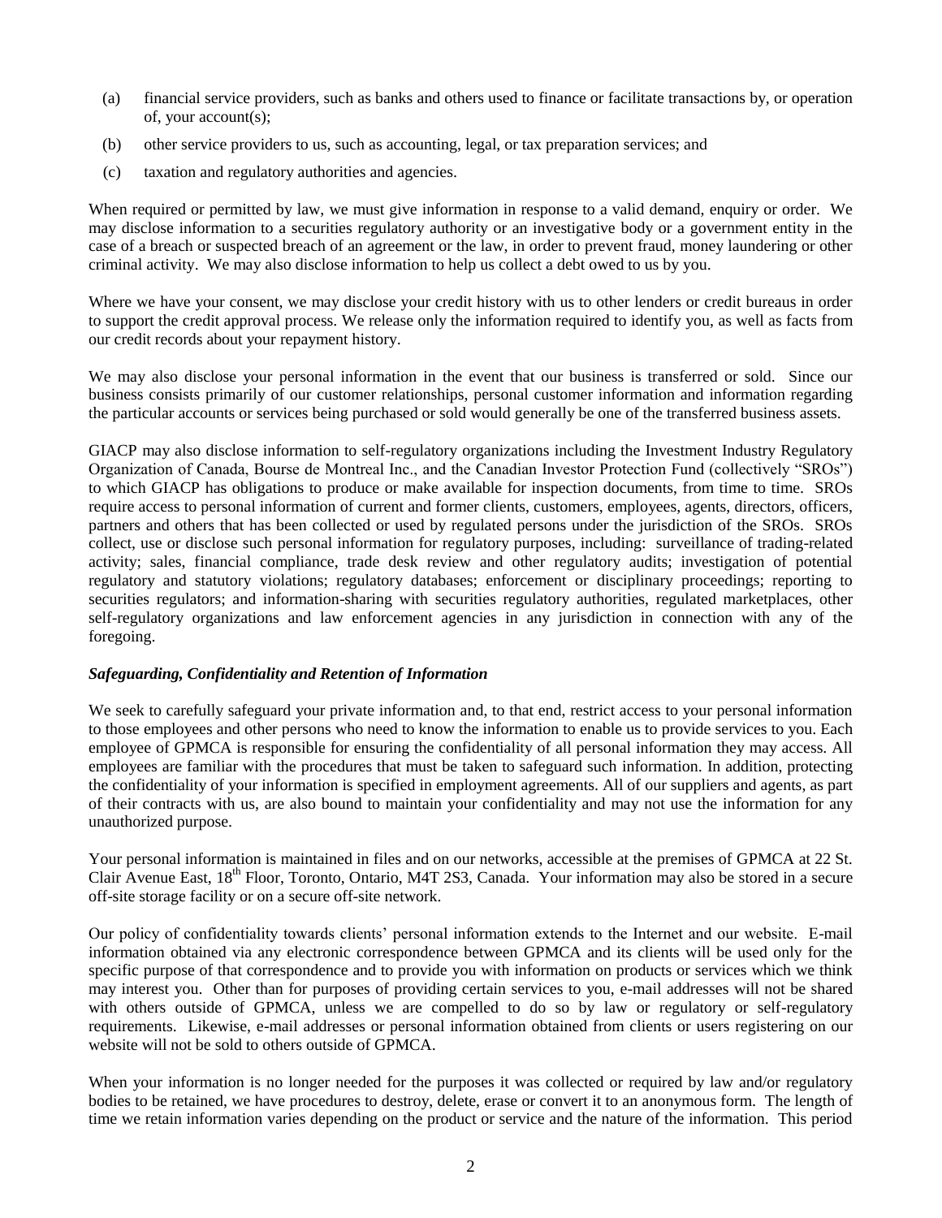(a) financial service providers, such as banks and others used to finance or facilitate transactions by, or operation of, your account(s);

(b) other service providers to us, such as accounting, legal, or tax preparation services; and

(c) taxation and regulatory authorities and agencies.

When required or permitted by law, we must give information in response to a valid demand, enquiry or order. We may disclose information to a securities regulatory authority or an investigative body or a government entity in the case of a breach or suspected breach of an agreement or the law, in order to prevent fraud, money laundering or other criminal activity. We may also disclose information to help us collect a debt owed to us by you.

Where we have your consent, we may disclose your credit history with us to other lenders or credit bureaus in order to support the credit approval process. We release only the information required to identify you, as well as facts from our credit records about your repayment history.

We may also disclose your personal information in the event that our business is transferred or sold. Since our business consists primarily of our customer relationships, personal customer information and information regarding the particular accounts or services being purchased or sold would generally be one of the transferred business assets.

GIACP may also disclose information to self-regulatory organizations including the Investment Industry Regulatory Organization of Canada, Bourse de Montreal Inc., and the Canadian Investor Protection Fund (collectively "SROs") to which GIACP has obligations to produce or make available for inspection documents, from time to time. SROs require access to personal information of current and former clients, customers, employees, agents, directors, officers, partners and others that has been collected or used by regulated persons under the jurisdiction of the SROs. SROs collect, use or disclose such personal information for regulatory purposes, including: surveillance of trading-related activity; sales, financial compliance, trade desk review and other regulatory audits; investigation of potential regulatory and statutory violations; regulatory databases; enforcement or disciplinary proceedings; reporting to securities regulators; and information-sharing with securities regulatory authorities, regulated marketplaces, other self-regulatory organizations and law enforcement agencies in any jurisdiction in connection with any of the foregoing.

***Safeguarding, Confidentiality and Retention of Information***

We seek to carefully safeguard your private information and, to that end, restrict access to your personal information to those employees and other persons who need to know the information to enable us to provide services to you. Each employee of GPMCA is responsible for ensuring the confidentiality of all personal information they may access. All employees are familiar with the procedures that must be taken to safeguard such information. In addition, protecting the confidentiality of your information is specified in employment agreements. All of our suppliers and agents, as part of their contracts with us, are also bound to maintain your confidentiality and may not use the information for any unauthorized purpose.

Your personal information is maintained in files and on our networks, accessible at the premises of GPMCA at 22 St. Clair Avenue East, 18th Floor, Toronto, Ontario, M4T 2S3, Canada. Your information may also be stored in a secure off-site storage facility or on a secure off-site network.

Our policy of confidentiality towards clients' personal information extends to the Internet and our website. E-mail information obtained via any electronic correspondence between GPMCA and its clients will be used only for the specific purpose of that correspondence and to provide you with information on products or services which we think may interest you. Other than for purposes of providing certain services to you, e-mail addresses will not be shared with others outside of GPMCA, unless we are compelled to do so by law or regulatory or self-regulatory requirements. Likewise, e-mail addresses or personal information obtained from clients or users registering on our website will not be sold to others outside of GPMCA.

When your information is no longer needed for the purposes it was collected or required by law and/or regulatory bodies to be retained, we have procedures to destroy, delete, erase or convert it to an anonymous form. The length of time we retain information varies depending on the product or service and the nature of the information. This period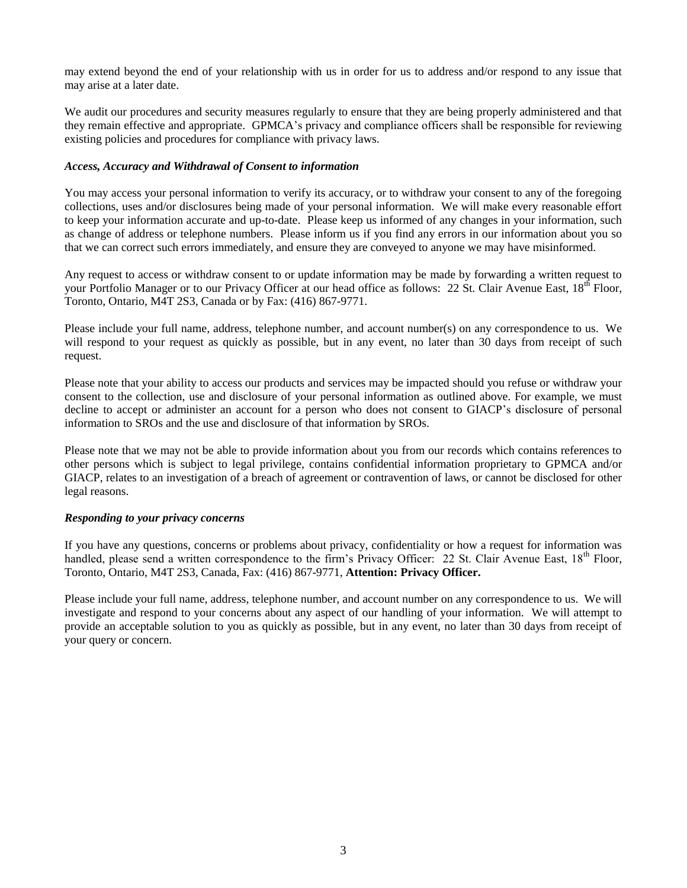may extend beyond the end of your relationship with us in order for us to address and/or respond to any issue that may arise at a later date.

We audit our procedures and security measures regularly to ensure that they are being properly administered and that they remain effective and appropriate. GPMCA's privacy and compliance officers shall be responsible for reviewing existing policies and procedures for compliance with privacy laws.

***Access, Accuracy and Withdrawal of Consent to information***

You may access your personal information to verify its accuracy, or to withdraw your consent to any of the foregoing collections, uses and/or disclosures being made of your personal information. We will make every reasonable effort to keep your information accurate and up-to-date. Please keep us informed of any changes in your information, such as change of address or telephone numbers. Please inform us if you find any errors in our information about you so that we can correct such errors immediately, and ensure they are conveyed to anyone we may have misinformed.

Any request to access or withdraw consent to or update information may be made by forwarding a written request to your Portfolio Manager or to our Privacy Officer at our head office as follows: 22 St. Clair Avenue East, 18th Floor, Toronto, Ontario, M4T 2S3, Canada or by Fax: (416) 867-9771.

Please include your full name, address, telephone number, and account number(s) on any correspondence to us. We will respond to your request as quickly as possible, but in any event, no later than 30 days from receipt of such request.

Please note that your ability to access our products and services may be impacted should you refuse or withdraw your consent to the collection, use and disclosure of your personal information as outlined above. For example, we must decline to accept or administer an account for a person who does not consent to GIACP's disclosure of personal information to SROs and the use and disclosure of that information by SROs.

Please note that we may not be able to provide information about you from our records which contains references to other persons which is subject to legal privilege, contains confidential information proprietary to GPMCA and/or GIACP, relates to an investigation of a breach of agreement or contravention of laws, or cannot be disclosed for other legal reasons.

***Responding to your privacy concerns***

If you have any questions, concerns or problems about privacy, confidentiality or how a request for information was handled, please send a written correspondence to the firm's Privacy Officer: 22 St. Clair Avenue East, 18th Floor, Toronto, Ontario, M4T 2S3, Canada, Fax: (416) 867-9771, **Attention: Privacy Officer.**

Please include your full name, address, telephone number, and account number on any correspondence to us. We will investigate and respond to your concerns about any aspect of our handling of your information. We will attempt to provide an acceptable solution to you as quickly as possible, but in any event, no later than 30 days from receipt of your query or concern.